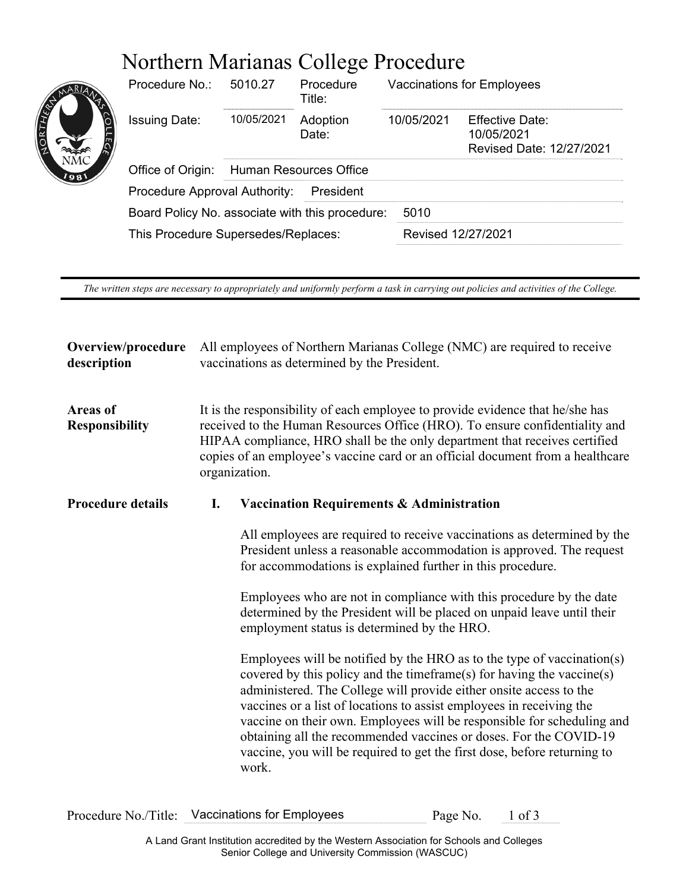# Northern Marianas College Procedure

| | | | | |
|---|---|---|---|---|
| Procedure No.: | 5010.27 | Procedure Title: | Vaccinations for Employees | |
| Issuing Date: | 10/05/2021 | Adoption Date: | 10/05/2021 | Effective Date: 10/05/2021 Revised Date: 12/27/2021 |
| Office of Origin: | Human Resources Office | | | |
| Procedure Approval Authority: | President | | | |
| Board Policy No. associate with this procedure: | 5010 | | | |
| This Procedure Supersedes/Replaces: | Revised 12/27/2021 | | | |

*The written steps are necessary to appropriately and uniformly perform a task in carrying out policies and activities of the College.*

**Overview/procedure description**

All employees of Northern Marianas College (NMC) are required to receive vaccinations as determined by the President.

**Areas of Responsibility**

It is the responsibility of each employee to provide evidence that he/she has received to the Human Resources Office (HRO). To ensure confidentiality and HIPAA compliance, HRO shall be the only department that receives certified copies of an employee's vaccine card or an official document from a healthcare organization.

**Procedure details**

**I. Vaccination Requirements & Administration**

All employees are required to receive vaccinations as determined by the President unless a reasonable accommodation is approved. The request for accommodations is explained further in this procedure.

Employees who are not in compliance with this procedure by the date determined by the President will be placed on unpaid leave until their employment status is determined by the HRO.

Employees will be notified by the HRO as to the type of vaccination(s) covered by this policy and the timeframe(s) for having the vaccine(s) administered. The College will provide either onsite access to the vaccines or a list of locations to assist employees in receiving the vaccine on their own. Employees will be responsible for scheduling and obtaining all the recommended vaccines or doses. For the COVID-19 vaccine, you will be required to get the first dose, before returning to work.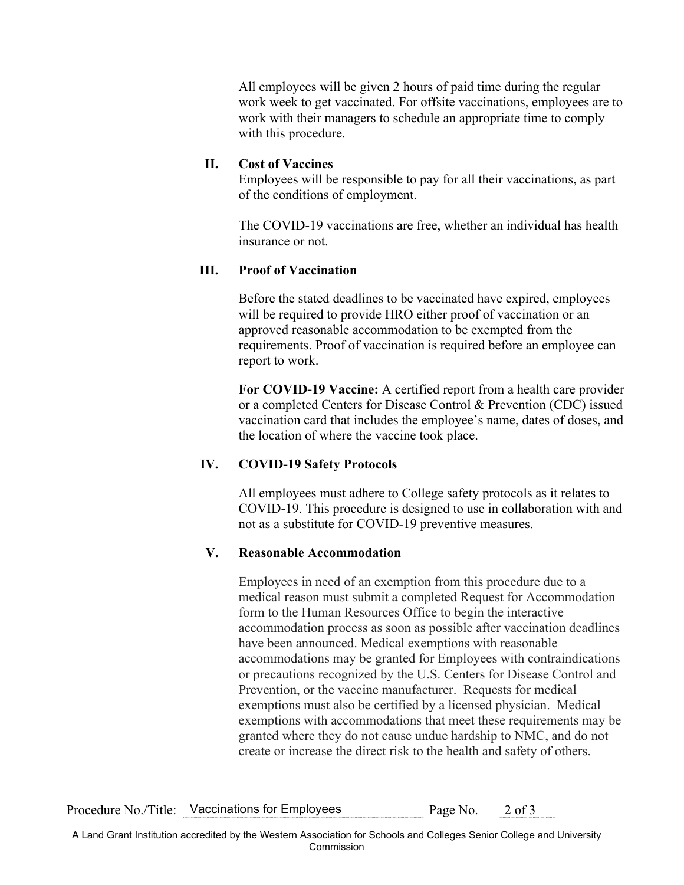All employees will be given 2 hours of paid time during the regular work week to get vaccinated. For offsite vaccinations, employees are to work with their managers to schedule an appropriate time to comply with this procedure.

## II. Cost of Vaccines

Employees will be responsible to pay for all their vaccinations, as part of the conditions of employment.

The COVID-19 vaccinations are free, whether an individual has health insurance or not.

## III. Proof of Vaccination

Before the stated deadlines to be vaccinated have expired, employees will be required to provide HRO either proof of vaccination or an approved reasonable accommodation to be exempted from the requirements. Proof of vaccination is required before an employee can report to work.

**For COVID-19 Vaccine:** A certified report from a health care provider or a completed Centers for Disease Control & Prevention (CDC) issued vaccination card that includes the employee's name, dates of doses, and the location of where the vaccine took place.

## IV. COVID-19 Safety Protocols

All employees must adhere to College safety protocols as it relates to COVID-19. This procedure is designed to use in collaboration with and not as a substitute for COVID-19 preventive measures.

## V. Reasonable Accommodation

Employees in need of an exemption from this procedure due to a medical reason must submit a completed Request for Accommodation form to the Human Resources Office to begin the interactive accommodation process as soon as possible after vaccination deadlines have been announced. Medical exemptions with reasonable accommodations may be granted for Employees with contraindications or precautions recognized by the U.S. Centers for Disease Control and Prevention, or the vaccine manufacturer. Requests for medical exemptions must also be certified by a licensed physician. Medical exemptions with accommodations that meet these requirements may be granted where they do not cause undue hardship to NMC, and do not create or increase the direct risk to the health and safety of others.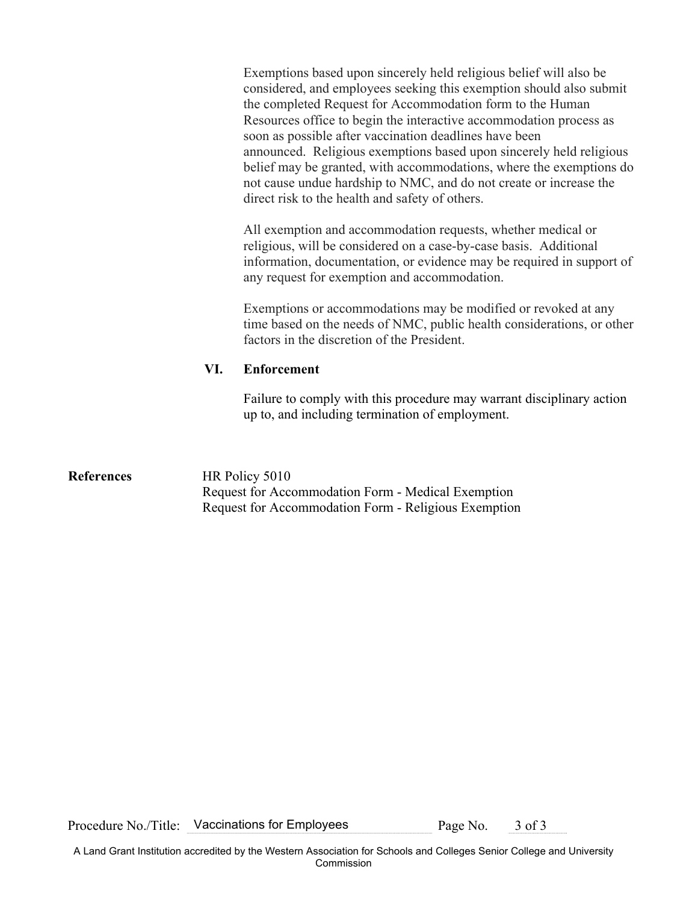Exemptions based upon sincerely held religious belief will also be considered, and employees seeking this exemption should also submit the completed Request for Accommodation form to the Human Resources office to begin the interactive accommodation process as soon as possible after vaccination deadlines have been announced. Religious exemptions based upon sincerely held religious belief may be granted, with accommodations, where the exemptions do not cause undue hardship to NMC, and do not create or increase the direct risk to the health and safety of others.

All exemption and accommodation requests, whether medical or religious, will be considered on a case-by-case basis. Additional information, documentation, or evidence may be required in support of any request for exemption and accommodation.

Exemptions or accommodations may be modified or revoked at any time based on the needs of NMC, public health considerations, or other factors in the discretion of the President.

## VI. Enforcement

Failure to comply with this procedure may warrant disciplinary action up to, and including termination of employment.

**References**

HR Policy 5010
Request for Accommodation Form - Medical Exemption
Request for Accommodation Form - Religious Exemption